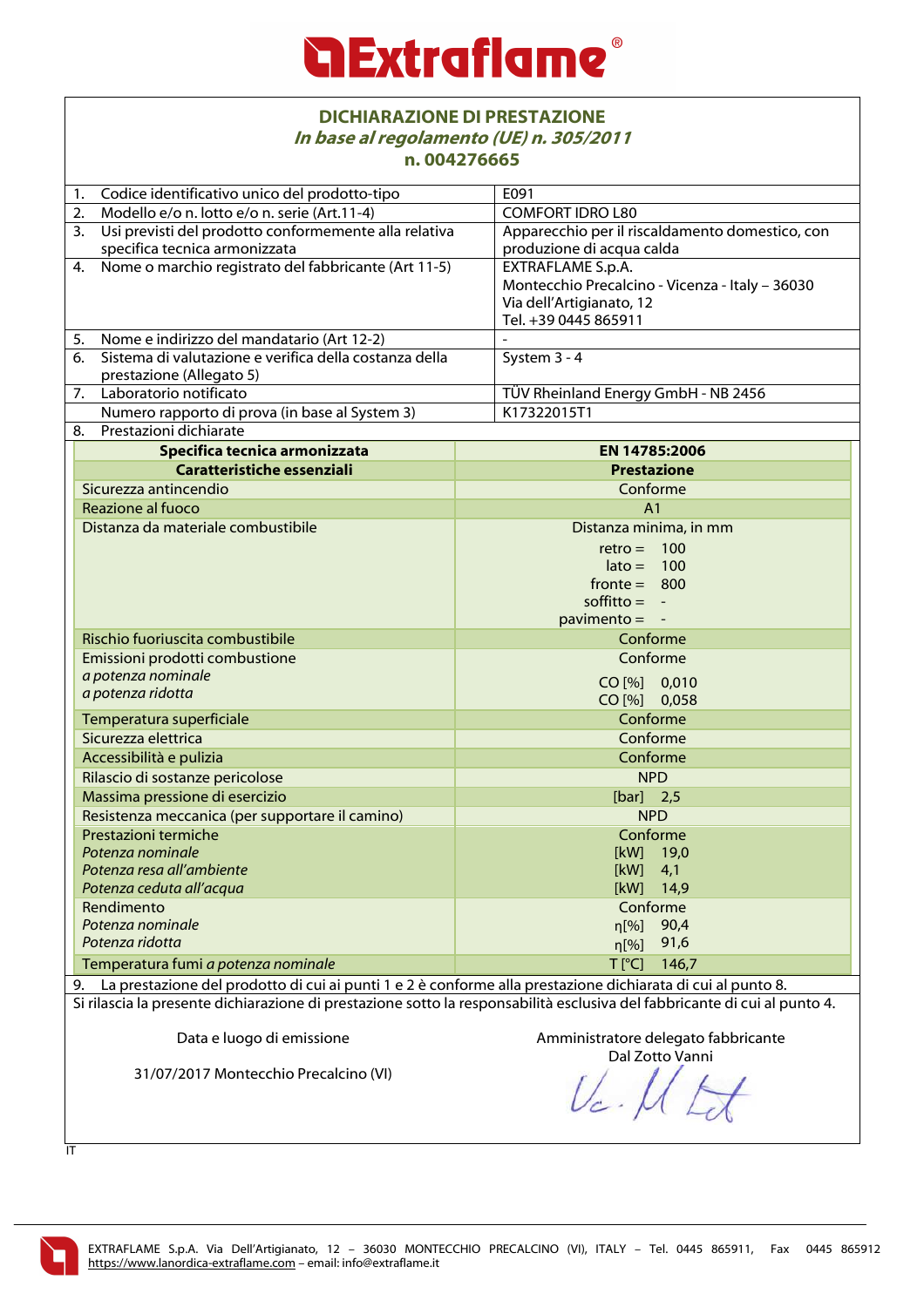# Extraflame®

## DICHIARAZIONE DI PRESTAZIONE

***In base al regolamento (UE) n. 305/2011***

**n. 004276665**

| | |
|---|---|
| 1. Codice identificativo unico del prodotto-tipo | E091 |
| 2. Modello e/o n. lotto e/o n. serie (Art.11-4) | COMFORT IDRO L80 |
| 3. Usi previsti del prodotto conformemente alla relativa specifica tecnica armonizzata | Apparecchio per il riscaldamento domestico, con produzione di acqua calda |
| 4. Nome o marchio registrato del fabbricante (Art 11-5) | EXTRAFLAME S.p.A.<br>Montecchio Precalcino - Vicenza - Italy – 36030<br>Via dell'Artigianato, 12<br>Tel. +39 0445 865911 |
| 5. Nome e indirizzo del mandatario (Art 12-2) | - |
| 6. Sistema di valutazione e verifica della costanza della prestazione (Allegato 5) | System 3 - 4 |
| 7. Laboratorio notificato | TÜV Rheinland Energy GmbH - NB 2456 |
| Numero rapporto di prova (in base al System 3) | K17322015T1 |
| 8. Prestazioni dichiarate | |

| Specifica tecnica armonizzata | EN 14785:2006 |
|---|---|
| **Caratteristiche essenziali** | **Prestazione** |
| Sicurezza antincendio | Conforme |
| Reazione al fuoco | A1 |
| Distanza da materiale combustibile | Distanza minima, in mm<br>retro = 100<br>lato = 100<br>fronte = 800<br>soffitto = -<br>pavimento = - |
| Rischio fuoriuscita combustibile | Conforme |
| Emissioni prodotti combustione<br>*a potenza nominale*<br>*a potenza ridotta* | Conforme<br>CO [%] 0,010<br>CO [%] 0,058 |
| Temperatura superficiale | Conforme |
| Sicurezza elettrica | Conforme |
| Accessibilità e pulizia | Conforme |
| Rilascio di sostanze pericolose | NPD |
| Massima pressione di esercizio | [bar] 2,5 |
| Resistenza meccanica (per supportare il camino) | NPD |
| Prestazioni termiche<br>*Potenza nominale*<br>*Potenza resa all'ambiente*<br>*Potenza ceduta all'acqua* | Conforme<br>[kW] 19,0<br>[kW] 4,1<br>[kW] 14,9 |
| Rendimento<br>*Potenza nominale*<br>*Potenza ridotta* | Conforme<br>η[%] 90,4<br>η[%] 91,6 |
| Temperatura fumi *a potenza nominale* | T [°C] 146,7 |

9. La prestazione del prodotto di cui ai punti 1 e 2 è conforme alla prestazione dichiarata di cui al punto 8.

Si rilascia la presente dichiarazione di prestazione sotto la responsabilità esclusiva del fabbricante di cui al punto 4.

Data e luogo di emissione

31/07/2017 Montecchio Precalcino (VI)

Amministratore delegato fabbricante
Dal Zotto Vanni

IT

EXTRAFLAME S.p.A. Via Dell'Artigianato, 12 – 36030 MONTECCHIO PRECALCINO (VI), ITALY – Tel. 0445 865911, Fax 0445 865912
https://www.lanordica-extraflame.com – email: info@extraflame.it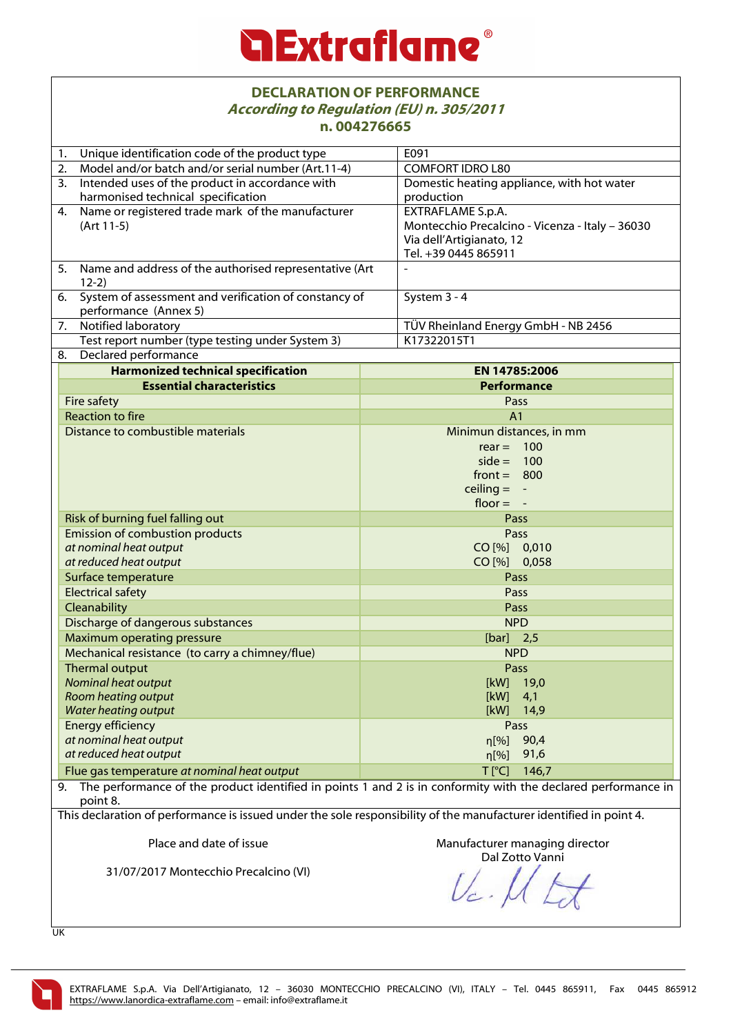# Extraflame®

## DECLARATION OF PERFORMANCE

***According to Regulation (EU) n. 305/2011***

**n. 004276665**

| | | |
|---|---|---|
| 1. | Unique identification code of the product type | E091 |
| 2. | Model and/or batch and/or serial number (Art.11-4) | COMFORT IDRO L80 |
| 3. | Intended uses of the product in accordance with harmonised technical specification | Domestic heating appliance, with hot water production |
| 4. | Name or registered trade mark of the manufacturer (Art 11-5) | EXTRAFLAME S.p.A.<br>Montecchio Precalcino - Vicenza - Italy – 36030<br>Via dell'Artigianato, 12<br>Tel. +39 0445 865911 |
| 5. | Name and address of the authorised representative (Art 12-2) | - |
| 6. | System of assessment and verification of constancy of performance (Annex 5) | System 3 - 4 |
| 7. | Notified laboratory | TÜV Rheinland Energy GmbH - NB 2456 |
| | Test report number (type testing under System 3) | K17322015T1 |
| 8. | Declared performance | |

| Harmonized technical specification | EN 14785:2006 |
|---|---|
| **Essential characteristics** | **Performance** |
| Fire safety | Pass |
| Reaction to fire | A1 |
| Distance to combustible materials | Minimun distances, in mm<br>rear = 100<br>side = 100<br>front = 800<br>ceiling = -<br>floor = - |
| Risk of burning fuel falling out | Pass |
| Emission of combustion products<br>*at nominal heat output*<br>*at reduced heat output* | Pass<br>CO [%] 0,010<br>CO [%] 0,058 |
| Surface temperature | Pass |
| Electrical safety | Pass |
| Cleanability | Pass |
| Discharge of dangerous substances | NPD |
| Maximum operating pressure | [bar] 2,5 |
| Mechanical resistance (to carry a chimney/flue) | NPD |
| Thermal output<br>*Nominal heat output*<br>*Room heating output*<br>*Water heating output* | Pass<br>[kW] 19,0<br>[kW] 4,1<br>[kW] 14,9 |
| Energy efficiency<br>*at nominal heat output*<br>*at reduced heat output* | Pass<br>η[%] 90,4<br>η[%] 91,6 |
| Flue gas temperature *at nominal heat output* | T [°C] 146,7 |

9. The performance of the product identified in points 1 and 2 is in conformity with the declared performance in point 8.

This declaration of performance is issued under the sole responsibility of the manufacturer identified in point 4.

Place and date of issue

31/07/2017 Montecchio Precalcino (VI)

Manufacturer managing director
Dal Zotto Vanni

UK

EXTRAFLAME S.p.A. Via Dell'Artigianato, 12 – 36030 MONTECCHIO PRECALCINO (VI), ITALY – Tel. 0445 865911, Fax 0445 865912
https://www.lanordica-extraflame.com – email: info@extraflame.it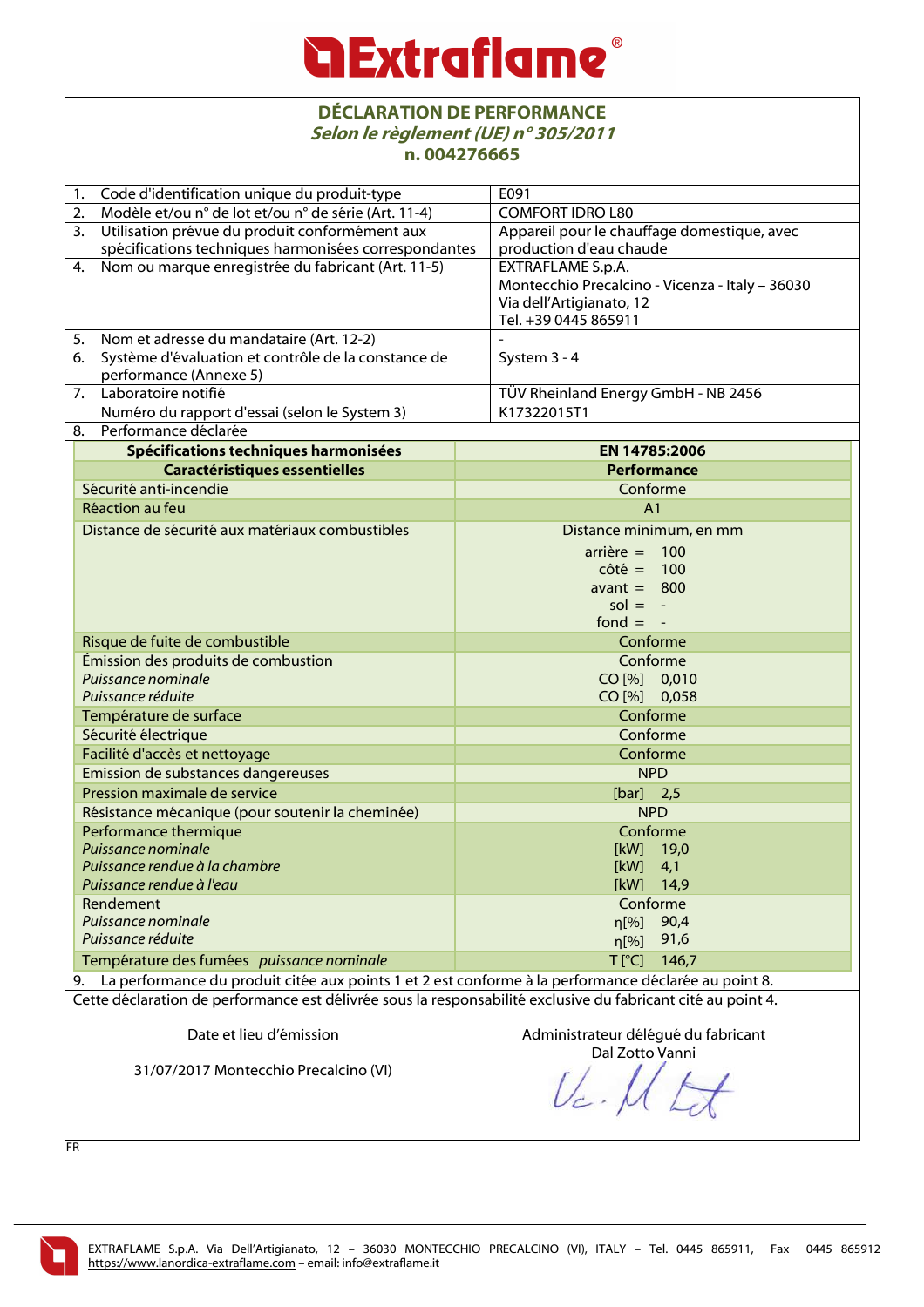# Extraflame

## DÉCLARATION DE PERFORMANCE

***Selon le règlement (UE) n° 305/2011***

**n. 004276665**

| | | |
|---|---|---|
| 1. | Code d'identification unique du produit-type | E091 |
| 2. | Modèle et/ou n° de lot et/ou n° de série (Art. 11-4) | COMFORT IDRO L80 |
| 3. | Utilisation prévue du produit conformément aux spécifications techniques harmonisées correspondantes | Appareil pour le chauffage domestique, avec production d'eau chaude |
| 4. | Nom ou marque enregistrée du fabricant (Art. 11-5) | EXTRAFLAME S.p.A.<br>Montecchio Precalcino - Vicenza - Italy – 36030<br>Via dell'Artigianato, 12<br>Tel. +39 0445 865911 |
| 5. | Nom et adresse du mandataire (Art. 12-2) | - |
| 6. | Système d'évaluation et contrôle de la constance de performance (Annexe 5) | System 3 - 4 |
| 7. | Laboratoire notifié | TÜV Rheinland Energy GmbH - NB 2456 |
| | Numéro du rapport d'essai (selon le System 3) | K17322015T1 |
| 8. | Performance déclarée | |

| **Spécifications techniques harmonisées** | **EN 14785:2006** |
|---|---|
| **Caractéristiques essentielles** | **Performance** |
| Sécurité anti-incendie | Conforme |
| Réaction au feu | A1 |
| Distance de sécurité aux matériaux combustibles | Distance minimum, en mm<br>arrière = 100<br>côté = 100<br>avant = 800<br>sol = -<br>fond = - |
| Risque de fuite de combustible | Conforme |
| Émission des produits de combustion<br>*Puissance nominale*<br>*Puissance réduite* | Conforme<br>CO [%] 0,010<br>CO [%] 0,058 |
| Température de surface | Conforme |
| Sécurité électrique | Conforme |
| Facilité d'accès et nettoyage | Conforme |
| Emission de substances dangereuses | NPD |
| Pression maximale de service | [bar] 2,5 |
| Résistance mécanique (pour soutenir la cheminée) | NPD |
| Performance thermique<br>*Puissance nominale*<br>*Puissance rendue à la chambre*<br>*Puissance rendue à l'eau* | Conforme<br>[kW] 19,0<br>[kW] 4,1<br>[kW] 14,9 |
| Rendement<br>*Puissance nominale*<br>*Puissance réduite* | Conforme<br>η[%] 90,4<br>η[%] 91,6 |
| Température des fumées *puissance nominale* | T [°C] 146,7 |

9. La performance du produit citée aux points 1 et 2 est conforme à la performance déclarée au point 8.

Cette déclaration de performance est délivrée sous la responsabilité exclusive du fabricant cité au point 4.

| Date et lieu d'émission | Administrateur délégué du fabricant |
|---|---|
| 31/07/2017 Montecchio Precalcino (VI) | Dal Zotto Vanni |

FR

EXTRAFLAME S.p.A. Via Dell'Artigianato, 12 – 36030 MONTECCHIO PRECALCINO (VI), ITALY – Tel. 0445 865911, Fax 0445 865912
https://www.lanordica-extraflame.com – email: info@extraflame.it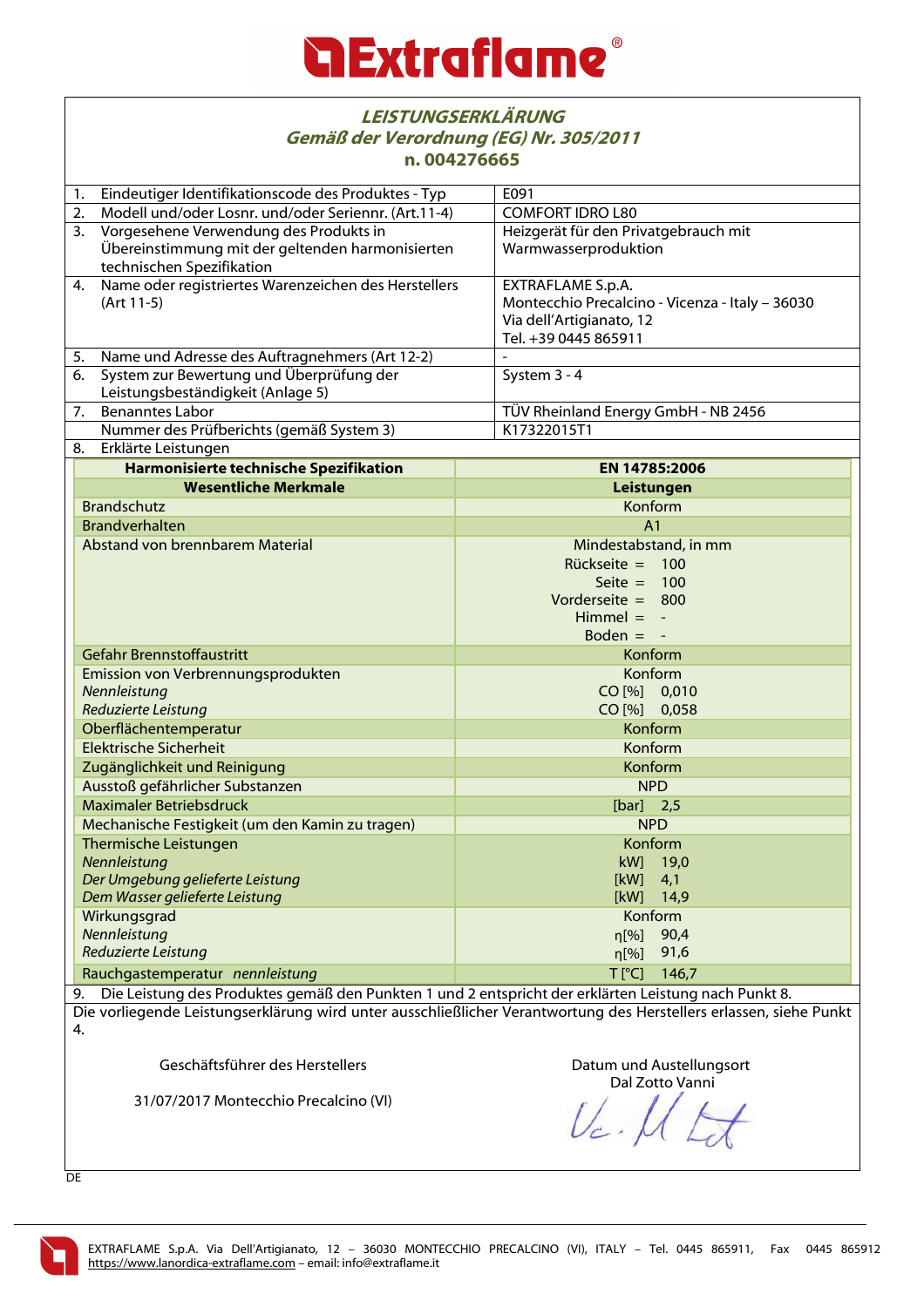# Extraflame®

## LEISTUNGSERKLÄRUNG
### Gemäß der Verordnung (EG) Nr. 305/2011
### n. 004276665

| | | |
|---|---|---|
| 1. | Eindeutiger Identifikationscode des Produktes - Typ | E091 |
| 2. | Modell und/oder Losnr. und/oder Seriennr. (Art.11-4) | COMFORT IDRO L80 |
| 3. | Vorgesehene Verwendung des Produkts in Übereinstimmung mit der geltenden harmonisierten technischen Spezifikation | Heizgerät für den Privatgebrauch mit Warmwasserproduktion |
| 4. | Name oder registriertes Warenzeichen des Herstellers (Art 11-5) | EXTRAFLAME S.p.A.<br>Montecchio Precalcino - Vicenza - Italy – 36030<br>Via dell'Artigianato, 12<br>Tel. +39 0445 865911 |
| 5. | Name und Adresse des Auftragnehmers (Art 12-2) | - |
| 6. | System zur Bewertung und Überprüfung der Leistungsbeständigkeit (Anlage 5) | System 3 - 4 |
| 7. | Benanntes Labor | TÜV Rheinland Energy GmbH - NB 2456 |
| | Nummer des Prüfberichts (gemäß System 3) | K17322015T1 |
| 8. | Erklärte Leistungen | |

| Harmonisierte technische Spezifikation | EN 14785:2006 |
|---|---|
| **Wesentliche Merkmale** | **Leistungen** |
| Brandschutz | Konform |
| Brandverhalten | A1 |
| Abstand von brennbarem Material | Mindestabstand, in mm<br>Rückseite = 100<br>Seite = 100<br>Vorderseite = 800<br>Himmel = -<br>Boden = - |
| Gefahr Brennstoffaustritt | Konform |
| Emission von Verbrennungsprodukten<br>*Nennleistung*<br>*Reduzierte Leistung* | Konform<br>CO [%] 0,010<br>CO [%] 0,058 |
| Oberflächentemperatur | Konform |
| Elektrische Sicherheit | Konform |
| Zugänglichkeit und Reinigung | Konform |
| Ausstoß gefährlicher Substanzen | NPD |
| Maximaler Betriebsdruck | [bar] 2,5 |
| Mechanische Festigkeit (um den Kamin zu tragen) | NPD |
| Thermische Leistungen<br>*Nennleistung*<br>*Der Umgebung gelieferte Leistung*<br>*Dem Wasser gelieferte Leistung* | Konform<br>kW] 19,0<br>[kW] 4,1<br>[kW] 14,9 |
| Wirkungsgrad<br>*Nennleistung*<br>*Reduzierte Leistung* | Konform<br>η[%] 90,4<br>η[%] 91,6 |
| Rauchgastemperatur *nennleistung* | T [°C] 146,7 |

9. Die Leistung des Produktes gemäß den Punkten 1 und 2 entspricht der erklärten Leistung nach Punkt 8.

Die vorliegende Leistungserklärung wird unter ausschließlicher Verantwortung des Herstellers erlassen, siehe Punkt 4.

Geschäftsführer des Herstellers

31/07/2017 Montecchio Precalcino (VI)

Datum und Austellungsort
Dal Zotto Vanni

DE

EXTRAFLAME S.p.A. Via Dell'Artigianato, 12 – 36030 MONTECCHIO PRECALCINO (VI), ITALY – Tel. 0445 865911, Fax 0445 865912
https://www.lanordica-extraflame.com – email: info@extraflame.it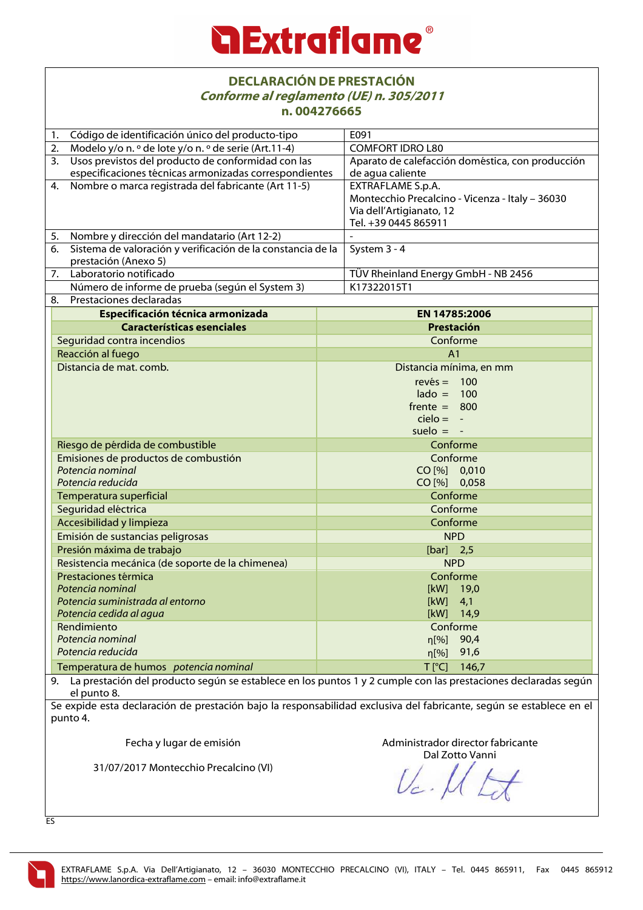# Extraflame

## DECLARACIÓN DE PRESTACIÓN

***Conforme al reglamento (UE) n. 305/2011***

**n. 004276665**

| | |
|---|---|
| 1. Código de identificación único del producto-tipo | E091 |
| 2. Modelo y/o n. º de lote y/o n. º de serie (Art.11-4) | COMFORT IDRO L80 |
| 3. Usos previstos del producto de conformidad con las especificaciones técnicas armonizadas correspondientes | Aparato de calefacción doméstica, con producción de agua caliente |
| 4. Nombre o marca registrada del fabricante (Art 11-5) | EXTRAFLAME S.p.A.<br>Montecchio Precalcino - Vicenza - Italy – 36030<br>Via dell'Artigianato, 12<br>Tel. +39 0445 865911 |
| 5. Nombre y dirección del mandatario (Art 12-2) | - |
| 6. Sistema de valoración y verificación de la constancia de la prestación (Anexo 5) | System 3 - 4 |
| 7. Laboratorio notificado | TÜV Rheinland Energy GmbH - NB 2456 |
| Número de informe de prueba (según el System 3) | K17322015T1 |
| 8. Prestaciones declaradas | |

| **Especificación técnica armonizada** | **EN 14785:2006** |
|---|---|
| **Características esenciales** | **Prestación** |
| Seguridad contra incendios | Conforme |
| Reacción al fuego | A1 |
| Distancia de mat. comb. | Distancia mínima, en mm<br>revès = 100<br>lado = 100<br>frente = 800<br>cielo = -<br>suelo = - |
| Riesgo de pérdida de combustible | Conforme |
| Emisiones de productos de combustión<br>*Potencia nominal*<br>*Potencia reducida* | Conforme<br>CO [%] 0,010<br>CO [%] 0,058 |
| Temperatura superficial | Conforme |
| Seguridad eléctrica | Conforme |
| Accesibilidad y limpieza | Conforme |
| Emisión de sustancias peligrosas | NPD |
| Presión máxima de trabajo | [bar] 2,5 |
| Resistencia mecánica (de soporte de la chimenea) | NPD |
| Prestaciones térmica<br>*Potencia nominal*<br>*Potencia suministrada al entorno*<br>*Potencia cedida al agua* | Conforme<br>[kW] 19,0<br>[kW] 4,1<br>[kW] 14,9 |
| Rendimiento<br>*Potencia nominal*<br>*Potencia reducida* | Conforme<br>η[%] 90,4<br>η[%] 91,6 |
| Temperatura de humos *potencia nominal* | T [°C] 146,7 |

9. La prestación del producto según se establece en los puntos 1 y 2 cumple con las prestaciones declaradas según el punto 8.

Se expide esta declaración de prestación bajo la responsabilidad exclusiva del fabricante, según se establece en el punto 4.

Fecha y lugar de emisión

31/07/2017 Montecchio Precalcino (VI)

Administrador director fabricante
Dal Zotto Vanni

ES

EXTRAFLAME S.p.A. Via Dell'Artigianato, 12 – 36030 MONTECCHIO PRECALCINO (VI), ITALY – Tel. 0445 865911, Fax 0445 865912
https://www.lanordica-extraflame.com – email: info@extraflame.it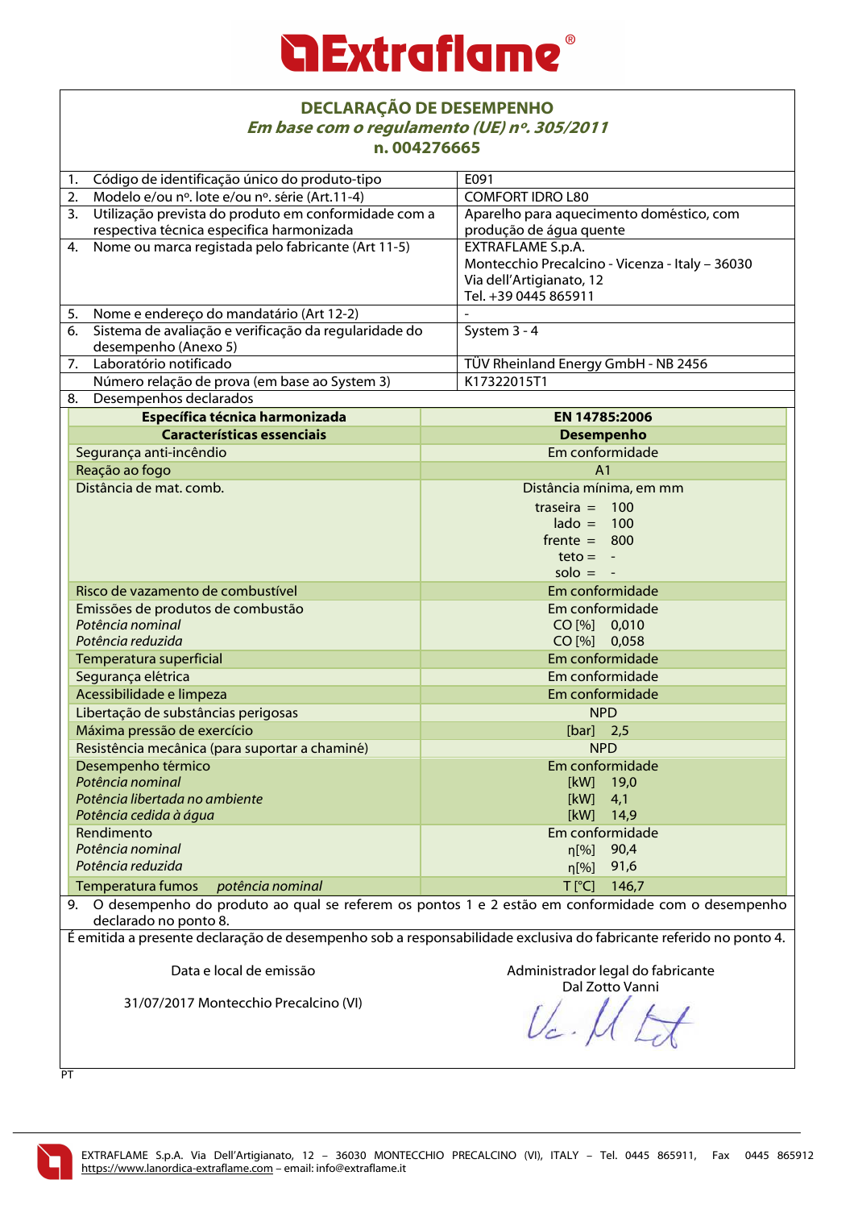# Extraflame®

## DECLARAÇÃO DE DESEMPENHO

***Em base com o regulamento (UE) nº. 305/2011***

**n. 004276665**

| | | |
|---|---|---|
| 1. | Código de identificação único do produto-tipo | E091 |
| 2. | Modelo e/ou nº. lote e/ou nº. série (Art.11-4) | COMFORT IDRO L80 |
| 3. | Utilização prevista do produto em conformidade com a respectiva técnica especifica harmonizada | Aparelho para aquecimento doméstico, com produção de água quente |
| 4. | Nome ou marca registada pelo fabricante (Art 11-5) | EXTRAFLAME S.p.A.<br>Montecchio Precalcino - Vicenza - Italy – 36030<br>Via dell'Artigianato, 12<br>Tel. +39 0445 865911 |
| 5. | Nome e endereço do mandatário (Art 12-2) | - |
| 6. | Sistema de avaliação e verificação da regularidade do desempenho (Anexo 5) | System 3 - 4 |
| 7. | Laboratório notificado | TÜV Rheinland Energy GmbH - NB 2456 |
| | Número relação de prova (em base ao System 3) | K17322015T1 |
| 8. | Desempenhos declarados | |

| **Específica técnica harmonizada** | **EN 14785:2006** |
|---|---|
| **Características essenciais** | **Desempenho** |
| Segurança anti-incêndio | Em conformidade |
| Reação ao fogo | A1 |
| Distância de mat. comb. | Distância mínima, em mm<br>traseira = 100<br>lado = 100<br>frente = 800<br>teto = -<br>solo = - |
| Risco de vazamento de combustível | Em conformidade |
| Emissões de produtos de combustão<br>*Potência nominal*<br>*Potência reduzida* | Em conformidade<br>CO [%] 0,010<br>CO [%] 0,058 |
| Temperatura superficial | Em conformidade |
| Segurança elétrica | Em conformidade |
| Acessibilidade e limpeza | Em conformidade |
| Libertação de substâncias perigosas | NPD |
| Máxima pressão de exercício | [bar] 2,5 |
| Resistência mecânica (para suportar a chaminé) | NPD |
| Desempenho térmico<br>*Potência nominal*<br>*Potência libertada no ambiente*<br>*Potência cedida à água* | Em conformidade<br>[kW] 19,0<br>[kW] 4,1<br>[kW] 14,9 |
| Rendimento<br>*Potência nominal*<br>*Potência reduzida* | Em conformidade<br>η[%] 90,4<br>η[%] 91,6 |
| Temperatura fumos *potência nominal* | T [°C] 146,7 |

9. O desempenho do produto ao qual se referem os pontos 1 e 2 estão em conformidade com o desempenho declarado no ponto 8.

É emitida a presente declaração de desempenho sob a responsabilidade exclusiva do fabricante referido no ponto 4.

Data e local de emissão

31/07/2017 Montecchio Precalcino (VI)

Administrador legal do fabricante
Dal Zotto Vanni

PT

EXTRAFLAME S.p.A. Via Dell'Artigianato, 12 – 36030 MONTECCHIO PRECALCINO (VI), ITALY – Tel. 0445 865911, Fax 0445 865912
https://www.lanordica-extraflame.com – email: info@extraflame.it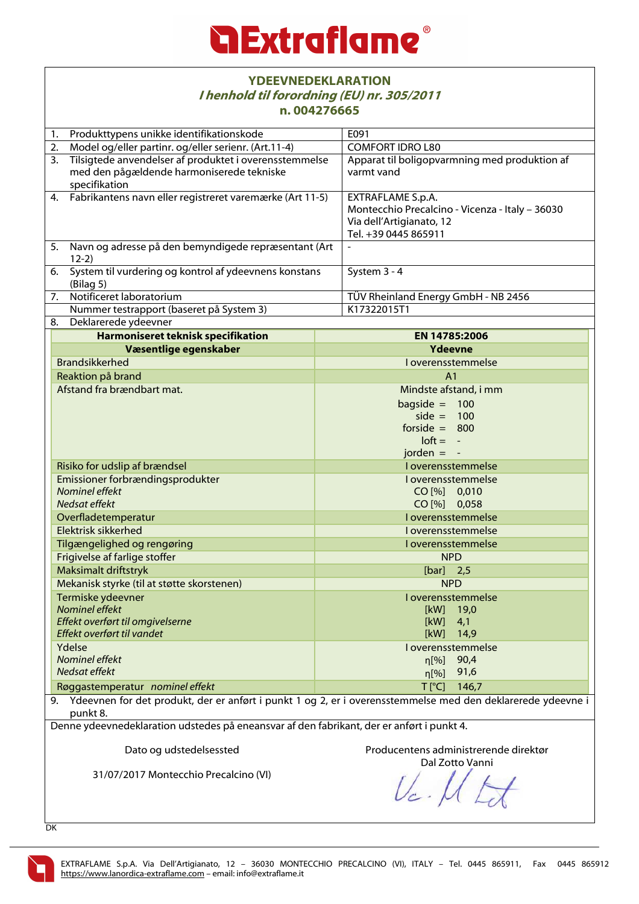# Extraflame

## YDEEVNEDEKLARATION

***I henhold til forordning (EU) nr. 305/2011***

**n. 004276665**

| | | |
|---|---|---|
| 1. | Produkttypens unikke identifikationskode | E091 |
| 2. | Model og/eller partinr. og/eller serienr. (Art.11-4) | COMFORT IDRO L80 |
| 3. | Tilsigtede anvendelser af produktet i overensstemmelse med den pågældende harmoniserede tekniske specifikation | Apparat til boligopvarmning med produktion af varmt vand |
| 4. | Fabrikantens navn eller registreret varemærke (Art 11-5) | EXTRAFLAME S.p.A.<br>Montecchio Precalcino - Vicenza - Italy – 36030<br>Via dell'Artigianato, 12<br>Tel. +39 0445 865911 |
| 5. | Navn og adresse på den bemyndigede repræsentant (Art 12-2) | - |
| 6. | System til vurdering og kontrol af ydeevnens konstans (Bilag 5) | System 3 - 4 |
| 7. | Notificeret laboratorium | TÜV Rheinland Energy GmbH - NB 2456 |
| | Nummer testrapport (baseret på System 3) | K17322015T1 |
| 8. | Deklarerede ydeevner | |

| **Harmoniseret teknisk specifikation** | **EN 14785:2006** |
|---|---|
| **Væsentlige egenskaber** | **Ydeevne** |
| Brandsikkerhed | I overensstemmelse |
| Reaktion på brand | A1 |
| Afstand fra brændbart mat. | Mindste afstand, i mm<br>bagside = 100<br>side = 100<br>forside = 800<br>loft = -<br>jorden = - |
| Risiko for udslip af brændsel | I overensstemmelse |
| Emissioner forbrændingsprodukter<br>*Nominel effekt*<br>*Nedsat effekt* | I overensstemmelse<br>CO [%] 0,010<br>CO [%] 0,058 |
| Overfladetemperatur | I overensstemmelse |
| Elektrisk sikkerhed | I overensstemmelse |
| Tilgængelighed og rengøring | I overensstemmelse |
| Frigivelse af farlige stoffer | NPD |
| Maksimalt driftstryk | [bar] 2,5 |
| Mekanisk styrke (til at støtte skorstenen) | NPD |
| Termiske ydeevner<br>*Nominel effekt*<br>*Effekt overført til omgivelserne*<br>*Effekt overført til vandet* | I overensstemmelse<br>[kW] 19,0<br>[kW] 4,1<br>[kW] 14,9 |
| Ydelse<br>*Nominel effekt*<br>*Nedsat effekt* | I overensstemmelse<br>η[%] 90,4<br>η[%] 91,6 |
| Røggastemperatur *nominel effekt* | T [°C] 146,7 |

9. Ydeevnen for det produkt, der er anført i punkt 1 og 2, er i overensstemmelse med den deklarerede ydeevne i punkt 8.

Denne ydeevnedeklaration udstedes på eneansvar af den fabrikant, der er anført i punkt 4.

Dato og udstedelsessted

31/07/2017 Montecchio Precalcino (VI)

Producentens administrerende direktør

Dal Zotto Vanni

DK

EXTRAFLAME S.p.A. Via Dell'Artigianato, 12 – 36030 MONTECCHIO PRECALCINO (VI), ITALY – Tel. 0445 865911, Fax 0445 865912
https://www.lanordica-extraflame.com – email: info@extraflame.it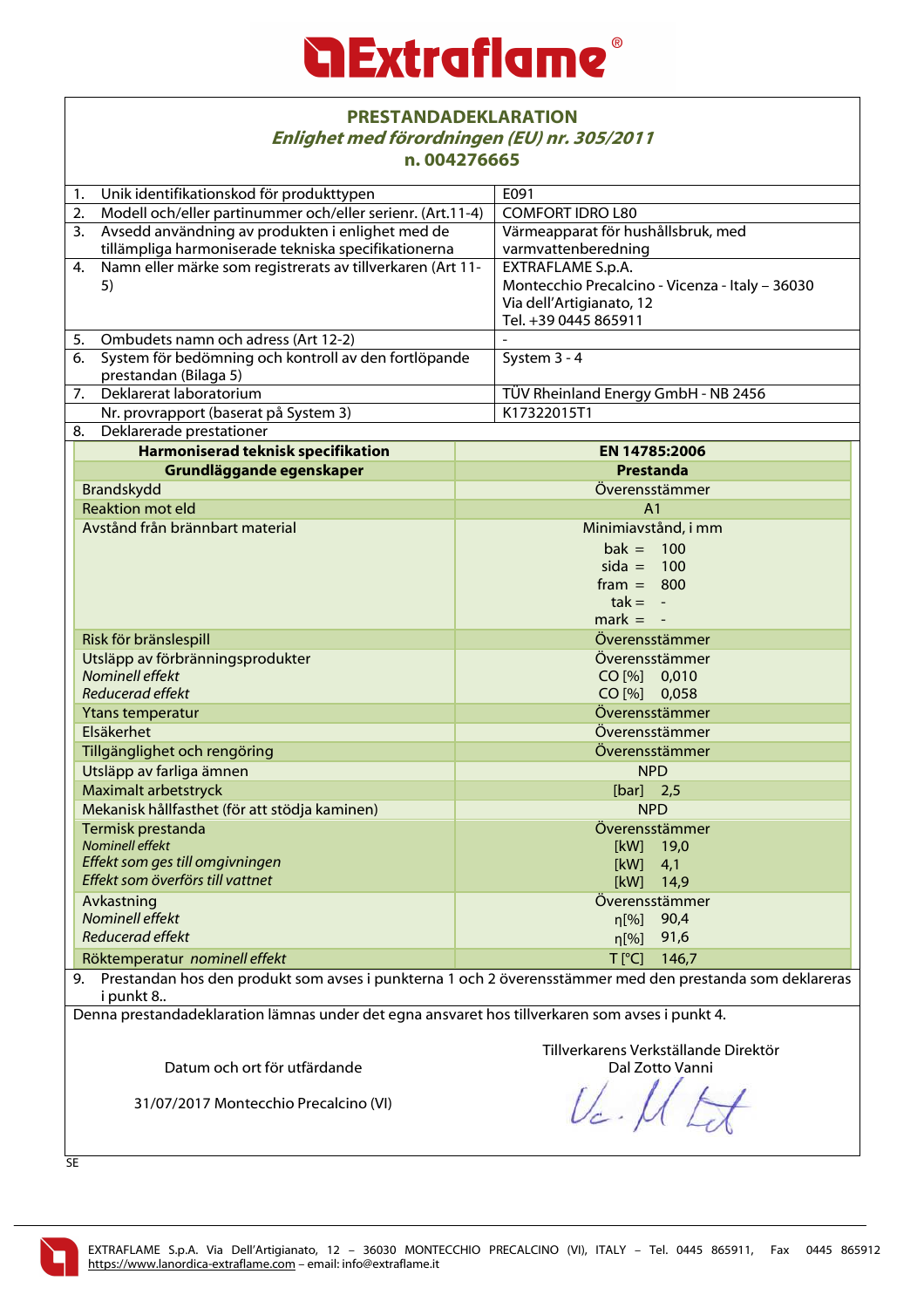# Extraflame

## PRESTANDADEKLARATION

### *Enlighet med förordningen (EU) nr. 305/2011*

### n. 004276665

| | | |
|---|---|---|
| 1. | Unik identifikationskod för produkttypen | E091 |
| 2. | Modell och/eller partinummer och/eller serienr. (Art.11-4) | COMFORT IDRO L80 |
| 3. | Avsedd användning av produkten i enlighet med de tillämpliga harmoniserade tekniska specifikationerna | Värmeapparat för hushållsbruk, med varmvattenberedning |
| 4. | Namn eller märke som registrerats av tillverkaren (Art 11-5) | EXTRAFLAME S.p.A.<br>Montecchio Precalcino - Vicenza - Italy – 36030<br>Via dell'Artigianato, 12<br>Tel. +39 0445 865911 |
| 5. | Ombudets namn och adress (Art 12-2) | - |
| 6. | System för bedömning och kontroll av den fortlöpande prestandan (Bilaga 5) | System 3 - 4 |
| 7. | Deklarerat laboratorium | TÜV Rheinland Energy GmbH - NB 2456 |
| | Nr. provrapport (baserat på System 3) | K17322015T1 |
| 8. | Deklarerade prestationer | |

| Harmoniserad teknisk specifikation | EN 14785:2006 |
|---|---|
| **Grundläggande egenskaper** | **Prestanda** |
| Brandskydd | Överensstämmer |
| Reaktion mot eld | A1 |
| Avstånd från brännbart material | Minimiavstånd, i mm<br>bak = 100<br>sida = 100<br>fram = 800<br>tak = -<br>mark = - |
| Risk för bränslespill | Överensstämmer |
| Utsläpp av förbränningsprodukter<br>*Nominell effekt*<br>*Reducerad effekt* | Överensstämmer<br>CO [%] 0,010<br>CO [%] 0,058 |
| Ytans temperatur | Överensstämmer |
| Elsäkerhet | Överensstämmer |
| Tillgänglighet och rengöring | Överensstämmer |
| Utsläpp av farliga ämnen | NPD |
| Maximalt arbetstryck | [bar] 2,5 |
| Mekanisk hållfasthet (för att stödja kaminen) | NPD |
| Termisk prestanda<br>*Nominell effekt*<br>*Effekt som ges till omgivningen*<br>*Effekt som överförs till vattnet* | Överensstämmer<br>[kW] 19,0<br>[kW] 4,1<br>[kW] 14,9 |
| Avkastning<br>*Nominell effekt*<br>*Reducerad effekt* | Överensstämmer<br>η[%] 90,4<br>η[%] 91,6 |
| Röktemperatur *nominell effekt* | T [°C] 146,7 |

9. Prestandan hos den produkt som avses i punkterna 1 och 2 överensstämmer med den prestanda som deklareras i punkt 8..

Denna prestandadeklaration lämnas under det egna ansvaret hos tillverkaren som avses i punkt 4.

Datum och ort för utfärdande

31/07/2017 Montecchio Precalcino (VI)

Tillverkarens Verkställande Direktör
Dal Zotto Vanni

SE

EXTRAFLAME S.p.A. Via Dell'Artigianato, 12 – 36030 MONTECCHIO PRECALCINO (VI), ITALY – Tel. 0445 865911, Fax 0445 865912
https://www.lanordica-extraflame.com – email: info@extraflame.it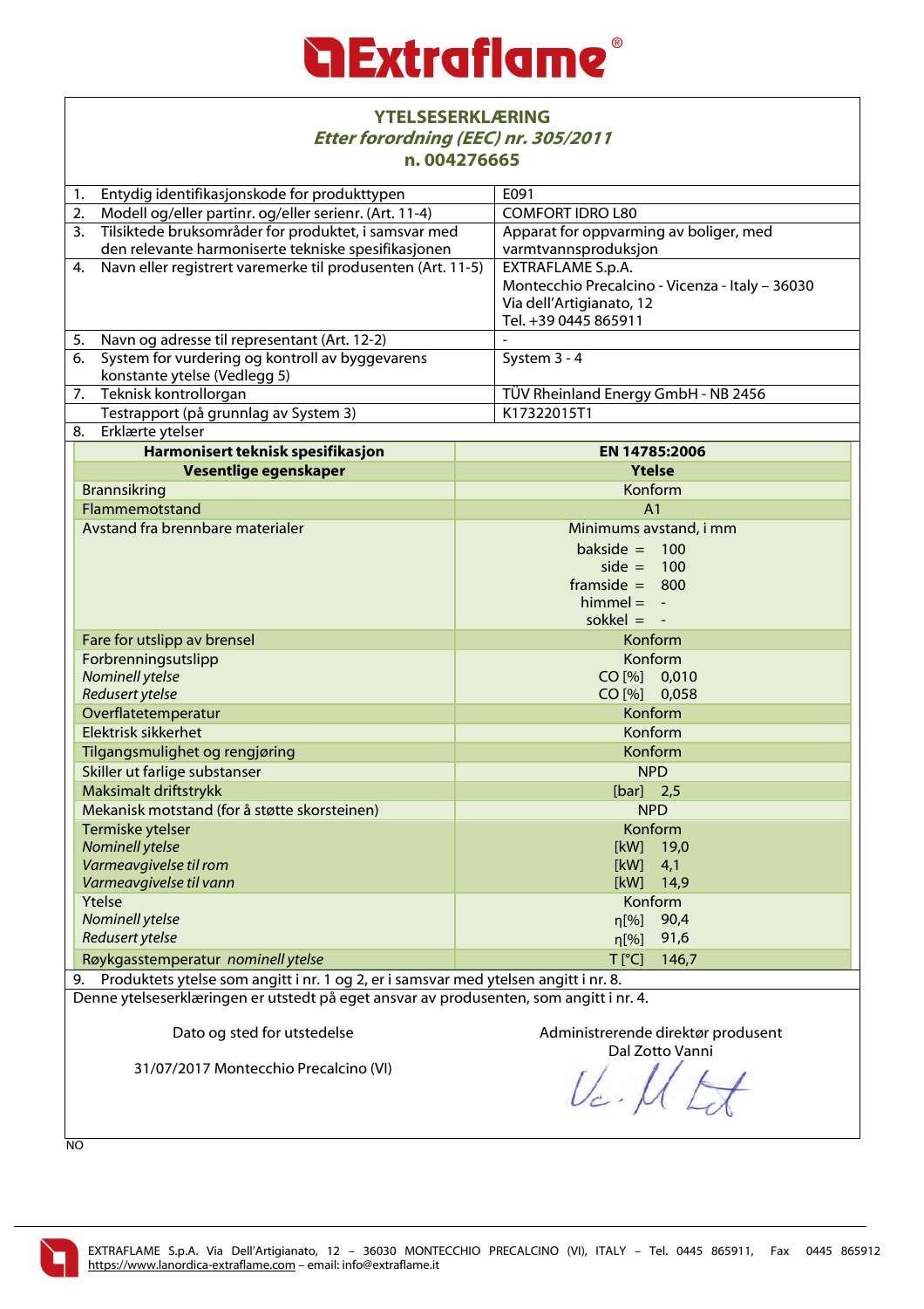# Extraflame®

## YTELSESERKLÆRING

***Etter forordning (EEC) nr. 305/2011***

**n. 004276665**

| | | |
|---|---|---|
| 1. | Entydig identifikasjonskode for produkttypen | E091 |
| 2. | Modell og/eller partinr. og/eller serienr. (Art. 11-4) | COMFORT IDRO L80 |
| 3. | Tilsiktede bruksområder for produktet, i samsvar med den relevante harmoniserte tekniske spesifikasjonen | Apparat for oppvarming av boliger, med varmtvannsproduksjon |
| 4. | Navn eller registrert varemerke til produsenten (Art. 11-5) | EXTRAFLAME S.p.A.<br>Montecchio Precalcino - Vicenza - Italy – 36030<br>Via dell'Artigianato, 12<br>Tel. +39 0445 865911 |
| 5. | Navn og adresse til representant (Art. 12-2) | - |
| 6. | System for vurdering og kontroll av byggevarens konstante ytelse (Vedlegg 5) | System 3 - 4 |
| 7. | Teknisk kontrollorgan | TÜV Rheinland Energy GmbH - NB 2456 |
| | Testrapport (på grunnlag av System 3) | K17322015T1 |
| 8. | Erklærte ytelser | |

| **Harmonisert teknisk spesifikasjon** | **EN 14785:2006** |
|---|---|
| **Vesentlige egenskaper** | **Ytelse** |
| Brannsikring | Konform |
| Flammemotstand | A1 |
| Avstand fra brennbare materialer | Minimums avstand, i mm<br>bakside = 100<br>side = 100<br>framside = 800<br>himmel = -<br>sokkel = - |
| Fare for utslipp av brensel | Konform |
| Forbrenningsutslipp<br>*Nominell ytelse*<br>*Redusert ytelse* | Konform<br>CO [%] 0,010<br>CO [%] 0,058 |
| Overflatetemperatur | Konform |
| Elektrisk sikkerhet | Konform |
| Tilgangsmulighet og rengjøring | Konform |
| Skiller ut farlige substanser | NPD |
| Maksimalt driftstrykk | [bar] 2,5 |
| Mekanisk motstand (for å støtte skorsteinen) | NPD |
| Termiske ytelser<br>*Nominell ytelse*<br>*Varmeavgivelse til rom*<br>*Varmeavgivelse til vann* | Konform<br>[kW] 19,0<br>[kW] 4,1<br>[kW] 14,9 |
| Ytelse<br>*Nominell ytelse*<br>*Redusert ytelse* | Konform<br>η[%] 90,4<br>η[%] 91,6 |
| Røykgasstemperatur *nominell ytelse* | T [°C] 146,7 |

9. Produktets ytelse som angitt i nr. 1 og 2, er i samsvar med ytelsen angitt i nr. 8.

Denne ytelseserklæringen er utstedt på eget ansvar av produsenten, som angitt i nr. 4.

Dato og sted for utstedelse

31/07/2017 Montecchio Precalcino (VI)

Administrerende direktør produsent
Dal Zotto Vanni

NO

EXTRAFLAME S.p.A. Via Dell'Artigianato, 12 – 36030 MONTECCHIO PRECALCINO (VI), ITALY – Tel. 0445 865911, Fax 0445 865912
https://www.lanordica-extraflame.com – email: info@extraflame.it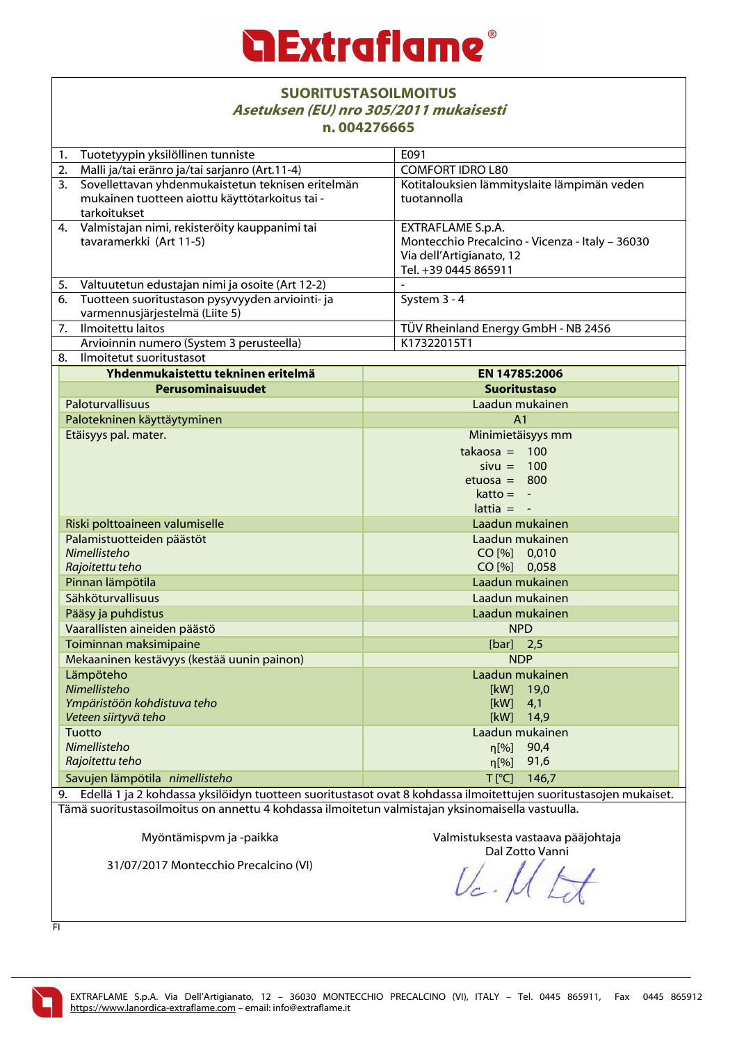# Extraflame®

## SUORITUSTASOILMOITUS
### *Asetuksen (EU) nro 305/2011 mukaisesti*
### n. 004276665

| | | |
|---|---|---|
| 1. | Tuotetyypin yksilöllinen tunniste | E091 |
| 2. | Malli ja/tai eränro ja/tai sarjanro (Art.11-4) | COMFORT IDRO L80 |
| 3. | Sovellettavan yhdenmukaistetun teknisen eritelmän mukainen tuotteen aiottu käyttötarkoitus tai -tarkoitukset | Kotitalouksien lämmityslaite lämpimän veden tuotannolla |
| 4. | Valmistajan nimi, rekisteröity kauppanimi tai tavaramerkki (Art 11-5) | EXTRAFLAME S.p.A.<br>Montecchio Precalcino - Vicenza - Italy – 36030<br>Via dell'Artigianato, 12<br>Tel. +39 0445 865911 |
| 5. | Valtuutetun edustajan nimi ja osoite (Art 12-2) | - |
| 6. | Tuotteen suoritustason pysyvyyden arviointi- ja varmennusjärjestelmä (Liite 5) | System 3 - 4 |
| 7. | Ilmoitettu laitos | TÜV Rheinland Energy GmbH - NB 2456 |
| | Arvioinnin numero (System 3 perusteella) | K17322015T1 |
| 8. | Ilmoitetut suoritustasot | |

| Yhdenmukaistettu tekninen eritelmä | EN 14785:2006 |
|---|---|
| **Perusominaisuudet** | **Suoritustaso** |
| Paloturvallisuus | Laadun mukainen |
| Palotekninen käyttäytyminen | A1 |
| Etäisyys pal. mater. | Minimietäisyys mm<br>takaosa = 100<br>sivu = 100<br>etuosa = 800<br>katto = -<br>lattia = - |
| Riski polttoaineen valumiselle | Laadun mukainen |
| Palamistuotteiden päästöt<br>*Nimellisteho*<br>*Rajoitettu teho* | Laadun mukainen<br>CO [%] 0,010<br>CO [%] 0,058 |
| Pinnan lämpötila | Laadun mukainen |
| Sähköturvallisuus | Laadun mukainen |
| Pääsy ja puhdistus | Laadun mukainen |
| Vaarallisten aineiden päästö | NPD |
| Toiminnan maksimipaine | [bar] 2,5 |
| Mekaaninen kestävyys (kestää uunin painon) | NDP |
| Lämpöteho<br>*Nimellisteho*<br>*Ympäristöön kohdistuva teho*<br>*Veteen siirtyvä teho* | Laadun mukainen<br>[kW] 19,0<br>[kW] 4,1<br>[kW] 14,9 |
| Tuotto<br>*Nimellisteho*<br>*Rajoitettu teho* | Laadun mukainen<br>η[%] 90,4<br>η[%] 91,6 |
| Savujen lämpötila *nimellisteho* | T [°C] 146,7 |

9. Edellä 1 ja 2 kohdassa yksilöidyn tuotteen suoritustasot ovat 8 kohdassa ilmoitettujen suoritustasojen mukaiset.

Tämä suoritustasoilmoitus on annettu 4 kohdassa ilmoitetun valmistajan yksinomaisella vastuulla.

Myöntämispvm ja -paikka

31/07/2017 Montecchio Precalcino (VI)

Valmistuksesta vastaava pääjohtaja
Dal Zotto Vanni

FI

EXTRAFLAME S.p.A. Via Dell'Artigianato, 12 – 36030 MONTECCHIO PRECALCINO (VI), ITALY – Tel. 0445 865911, Fax 0445 865912
https://www.lanordica-extraflame.com – email: info@extraflame.it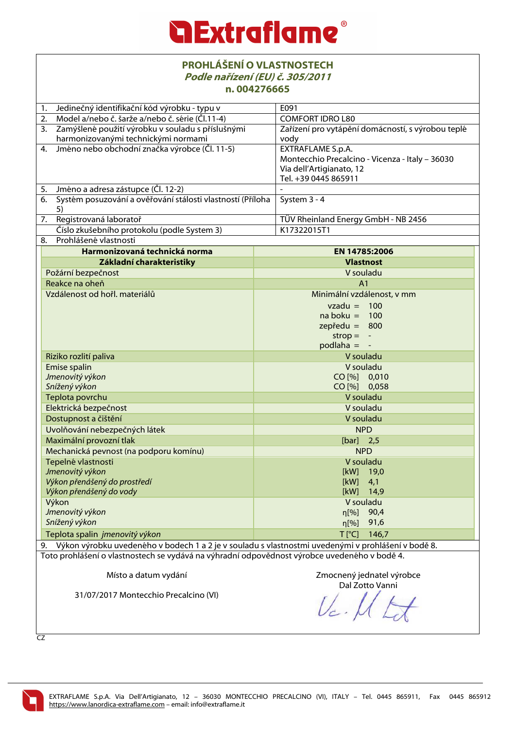# Extraflame®

## PROHLÁŠENÍ O VLASTNOSTECH
***Podle nařízení (EU) č. 305/2011***
**n. 004276665**

| | |
|---|---|
| 1. Jedinečný identifikační kód výrobku - typu v | E091 |
| 2. Model a/nebo č. šarže a/nebo č. série (Čl.11-4) | COMFORT IDRO L80 |
| 3. Zamýšlené použití výrobku v souladu s příslušnými harmonizovanými technickými normami | Zařízení pro vytápění domácností, s výrobou teplé vody |
| 4. Jméno nebo obchodní značka výrobce (Čl. 11-5) | EXTRAFLAME S.p.A.<br>Montecchio Precalcino - Vicenza - Italy – 36030<br>Via dell'Artigianato, 12<br>Tel. +39 0445 865911 |
| 5. Jméno a adresa zástupce (Čl. 12-2) | - |
| 6. Systém posuzování a ověřování stálosti vlastností (Příloha 5) | System 3 - 4 |
| 7. Registrovaná laboratoř | TÜV Rheinland Energy GmbH - NB 2456 |
| Číslo zkušebního protokolu (podle System 3) | K17322015T1 |
| 8. Prohlášené vlastnosti | |

| **Harmonizovaná technická norma** | **EN 14785:2006** |
|---|---|
| **Základní charakteristiky** | **Vlastnost** |
| Požární bezpečnost | V souladu |
| Reakce na oheň | A1 |
| Vzdálenost od hořl. materiálů | Minimální vzdálenost, v mm<br>vzadu = 100<br>na boku = 100<br>zepředu = 800<br>strop = -<br>podlaha = - |
| Riziko rozlití paliva | V souladu |
| Emise spalin<br>*Jmenovitý výkon*<br>*Snížený výkon* | V souladu<br>CO [%] 0,010<br>CO [%] 0,058 |
| Teplota povrchu | V souladu |
| Elektrická bezpečnost | V souladu |
| Dostupnost a čištění | V souladu |
| Uvolňování nebezpečných látek | NPD |
| Maximální provozní tlak | [bar] 2,5 |
| Mechanická pevnost (na podporu komínu) | NPD |
| Tepelné vlastnosti<br>*Jmenovitý výkon*<br>*Výkon přenášený do prostředí*<br>*Výkon přenášený do vody* | V souladu<br>[kW] 19,0<br>[kW] 4,1<br>[kW] 14,9 |
| Výkon<br>*Jmenovitý výkon*<br>*Snížený výkon* | V souladu<br>η[%] 90,4<br>η[%] 91,6 |
| Teplota spalin *jmenovitý výkon* | T [°C] 146,7 |

9. Výkon výrobku uvedeného v bodech 1 a 2 je v souladu s vlastnostmi uvedenými v prohlášení v bodě 8.

Toto prohlášení o vlastnostech se vydává na výhradní odpovědnost výrobce uvedeného v bodě 4.

Místo a datum vydání

31/07/2017 Montecchio Precalcino (VI)

Zmocnený jednatel výrobce
Dal Zotto Vanni

CZ

EXTRAFLAME S.p.A. Via Dell'Artigianato, 12 – 36030 MONTECCHIO PRECALCINO (VI), ITALY – Tel. 0445 865911, Fax 0445 865912
https://www.lanordica-extraflame.com – email: info@extraflame.it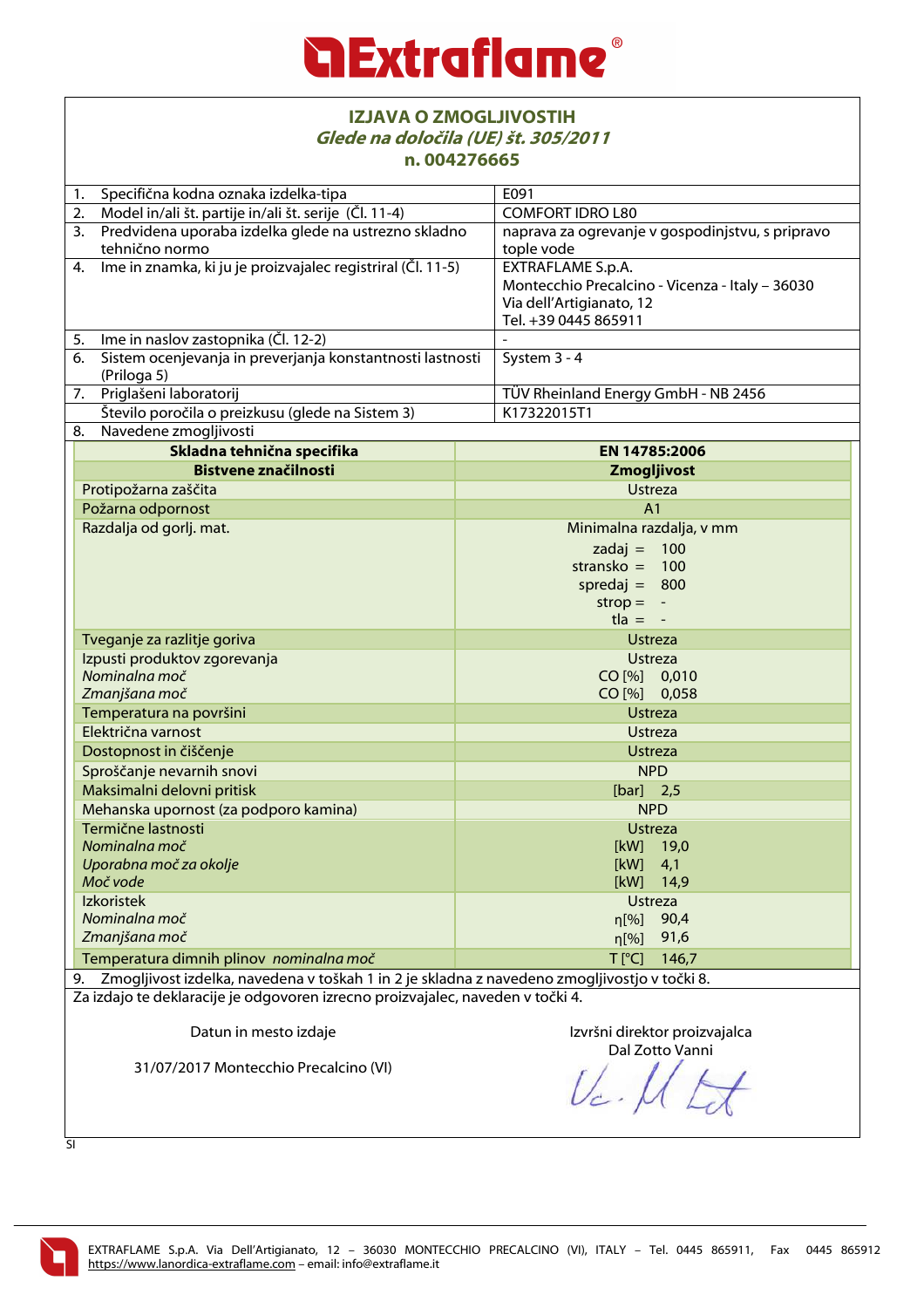**Extraflame®**

## IZJAVA O ZMOGLJIVOSTIH

***Glede na določila (UE) št. 305/2011***

**n. 004276665**

| | | |
|---|---|---|
| 1. | Specifična kodna oznaka izdelka-tipa | E091 |
| 2. | Model in/ali št. partije in/ali št. serije (Čl. 11-4) | COMFORT IDRO L80 |
| 3. | Predvidena uporaba izdelka glede na ustrezno skladno tehnično normo | naprava za ogrevanje v gospodinjstvu, s pripravo tople vode |
| 4. | Ime in znamka, ki ju je proizvajalec registriral (Čl. 11-5) | EXTRAFLAME S.p.A.<br>Montecchio Precalcino - Vicenza - Italy – 36030<br>Via dell'Artigianato, 12<br>Tel. +39 0445 865911 |
| 5. | Ime in naslov zastopnika (Čl. 12-2) | - |
| 6. | Sistem ocenjevanja in preverjanja konstantnosti lastnosti (Priloga 5) | System 3 - 4 |
| 7. | Priglašeni laboratorij | TÜV Rheinland Energy GmbH - NB 2456 |
| | Število poročila o preizkusu (glede na Sistem 3) | K17322015T1 |
| 8. | Navedene zmogljivosti | |

| **Skladna tehnična specifika** | **EN 14785:2006** |
|---|---|
| **Bistvene značilnosti** | **Zmogljivost** |
| Protipožarna zaščita | Ustreza |
| Požarna odpornost | A1 |
| Razdalja od gorlj. mat. | Minimalna razdalja, v mm<br>zadaj = 100<br>stransko = 100<br>spredaj = 800<br>strop = -<br>tla = - |
| Tveganje za razlitje goriva | Ustreza |
| Izpusti produktov zgorevanja<br>*Nominalna moč*<br>*Zmanjšana moč* | Ustreza<br>CO [%] 0,010<br>CO [%] 0,058 |
| Temperatura na površini | Ustreza |
| Električna varnost | Ustreza |
| Dostopnost in čiščenje | Ustreza |
| Sproščanje nevarnih snovi | NPD |
| Maksimalni delovni pritisk | [bar] 2,5 |
| Mehanska upornost (za podporo kamina) | NPD |
| Termične lastnosti<br>*Nominalna moč*<br>*Uporabna moč za okolje*<br>*Moč vode* | Ustreza<br>[kW] 19,0<br>[kW] 4,1<br>[kW] 14,9 |
| Izkoristek<br>*Nominalna moč*<br>*Zmanjšana moč* | Ustreza<br>η[%] 90,4<br>η[%] 91,6 |
| Temperatura dimnih plinov *nominalna moč* | T [°C] 146,7 |

9. Zmogljivost izdelka, navedena v toškah 1 in 2 je skladna z navedeno zmogljivostjo v točki 8.

Za izdajo te deklaracije je odgovoren izrecno proizvajalec, naveden v točki 4.

Datun in mesto izdaje

31/07/2017 Montecchio Precalcino (VI)

Izvršni direktor proizvajalca
Dal Zotto Vanni

SI

EXTRAFLAME S.p.A. Via Dell'Artigianato, 12 – 36030 MONTECCHIO PRECALCINO (VI), ITALY – Tel. 0445 865911, Fax 0445 865912
https://www.lanordica-extraflame.com – email: info@extraflame.it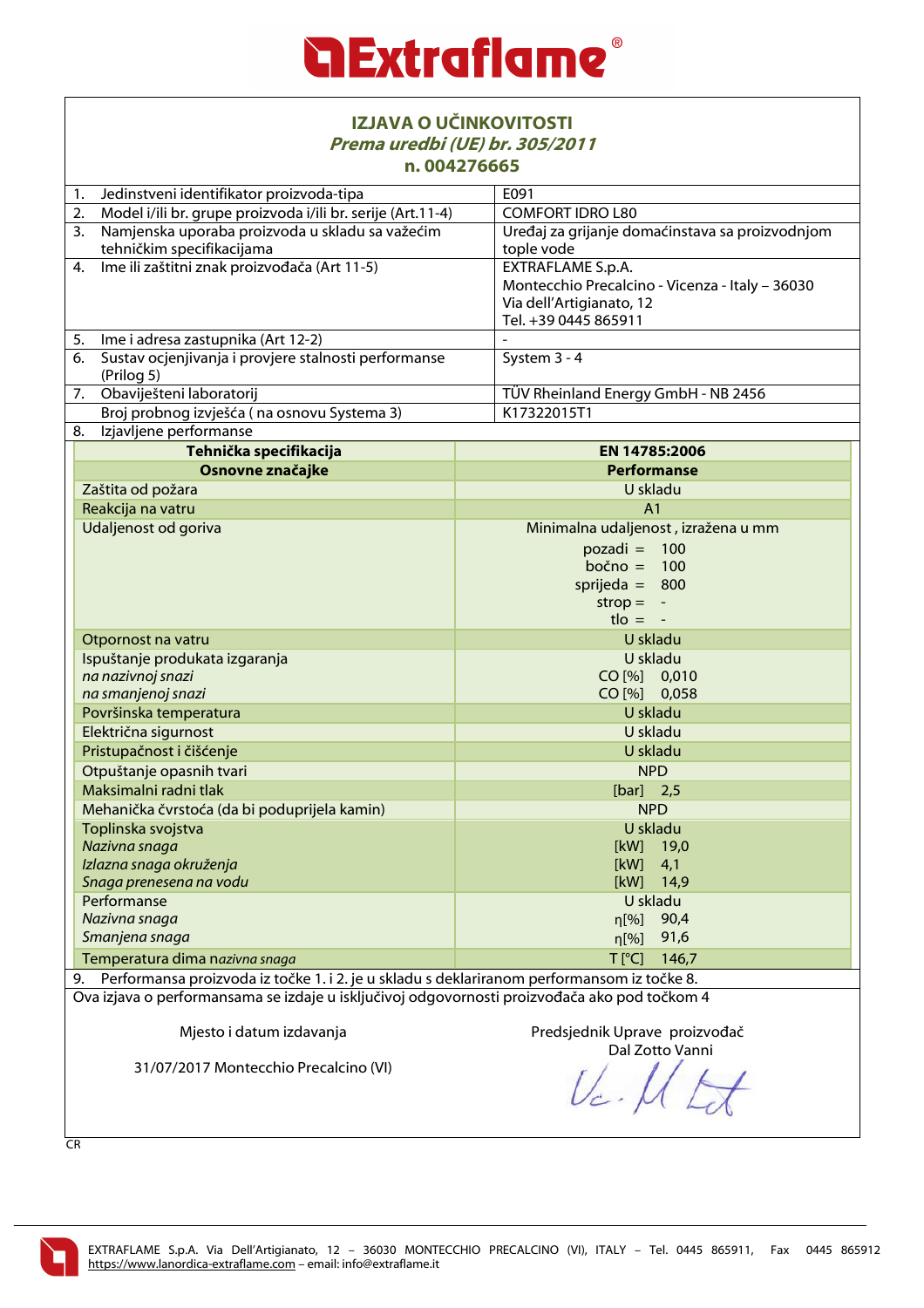**Extraflame®**

## IZJAVA O UČINKOVITOSTI

***Prema uredbi (UE) br. 305/2011***

**n. 004276665**

| | | |
|---|---|---|
| 1. | Jedinstveni identifikator proizvoda-tipa | E091 |
| 2. | Model i/ili br. grupe proizvoda i/ili br. serije (Art.11-4) | COMFORT IDRO L80 |
| 3. | Namjenska uporaba proizvoda u skladu sa važećim tehničkim specifikacijama | Uređaj za grijanje domaćinstava sa proizvodnjom tople vode |
| 4. | Ime ili zaštitni znak proizvođača (Art 11-5) | EXTRAFLAME S.p.A.<br>Montecchio Precalcino - Vicenza - Italy – 36030<br>Via dell'Artigianato, 12<br>Tel. +39 0445 865911 |
| 5. | Ime i adresa zastupnika (Art 12-2) | - |
| 6. | Sustav ocjenjivanja i provjere stalnosti performanse (Prilog 5) | System 3 - 4 |
| 7. | Obaviješteni laboratorij | TÜV Rheinland Energy GmbH - NB 2456 |
| | Broj probnog izvješća ( na osnovu Systema 3) | K17322015T1 |
| 8. | Izjavljene performanse | |

| **Tehnička specifikacija** | **EN 14785:2006** |
|---|---|
| **Osnovne značajke** | **Performanse** |
| Zaštita od požara | U skladu |
| Reakcija na vatru | A1 |
| Udaljenost od goriva | Minimalna udaljenost , izražena u mm<br>pozadi = 100<br>bočno = 100<br>sprijeda = 800<br>strop = -<br>tlo = - |
| Otpornost na vatru | U skladu |
| Ispuštanje produkata izgaranja<br>*na nazivnoj snazi*<br>*na smanjenoj snazi* | U skladu<br>CO [%] 0,010<br>CO [%] 0,058 |
| Površinska temperatura | U skladu |
| Električna sigurnost | U skladu |
| Pristupačnost i čišćenje | U skladu |
| Otpuštanje opasnih tvari | NPD |
| Maksimalni radni tlak | [bar] 2,5 |
| Mehanička čvrstoća (da bi poduprijela kamin) | NPD |
| Toplinska svojstva<br>*Nazivna snaga*<br>*Izlazna snaga okruženja*<br>*Snaga prenesena na vodu* | U skladu<br>[kW] 19,0<br>[kW] 4,1<br>[kW] 14,9 |
| Performanse<br>*Nazivna snaga*<br>*Smanjena snaga* | U skladu<br>η[%] 90,4<br>η[%] 91,6 |
| Temperatura dima *nazivna snaga* | T [°C] 146,7 |

9. Performansa proizvoda iz točke 1. i 2. je u skladu s deklariranom performansom iz točke 8.

Ova izjava o performansama se izdaje u isključivoj odgovornosti proizvođača ako pod točkom 4

Mjesto i datum izdavanja

31/07/2017 Montecchio Precalcino (VI)

Predsjednik Uprave proizvođač
Dal Zotto Vanni

CR

EXTRAFLAME S.p.A. Via Dell'Artigianato, 12 – 36030 MONTECCHIO PRECALCINO (VI), ITALY – Tel. 0445 865911, Fax 0445 865912
https://www.lanordica-extraflame.com – email: info@extraflame.it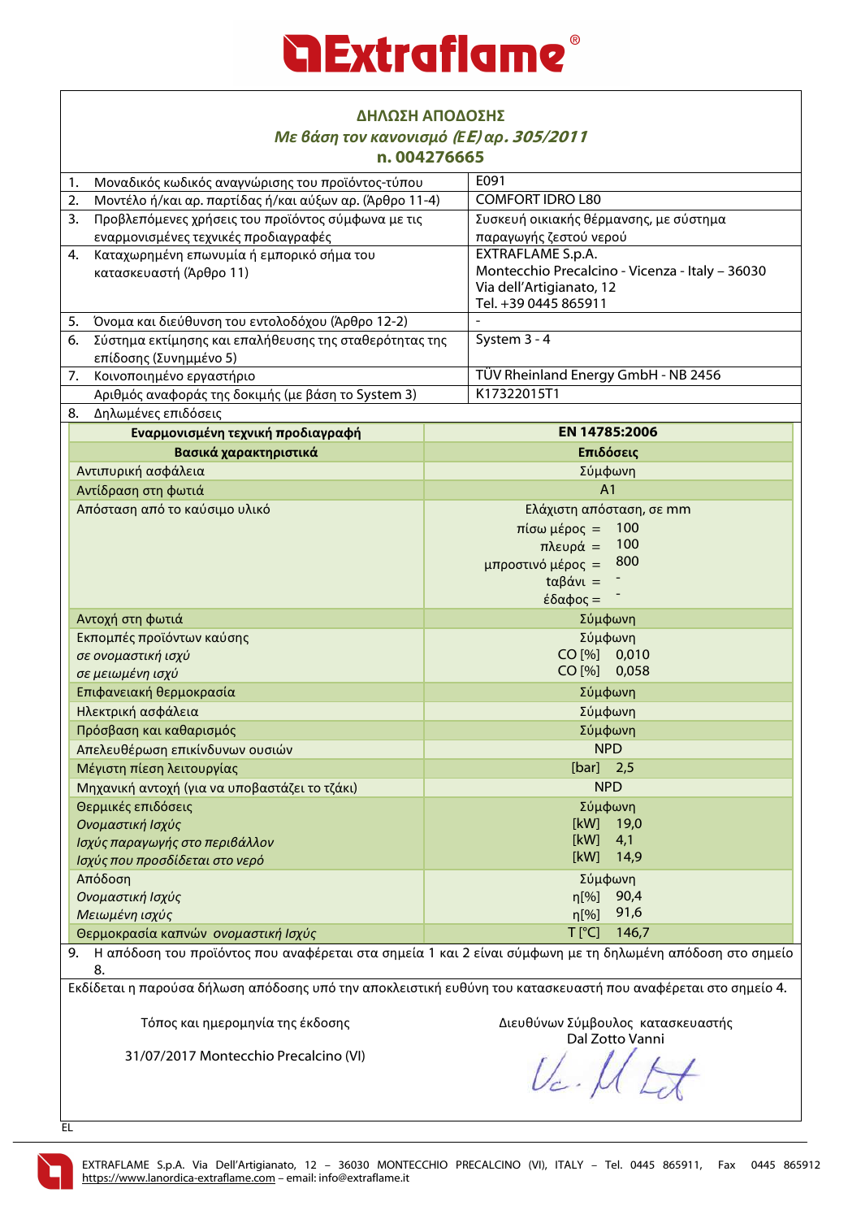# Extraflame®

## ΔΗΛΩΣΗ ΑΠΟΔΟΣΗΣ

### *Με βάση τον κανονισμό (ΕΕ) αρ. 305/2011*

### n. 004276665

| | | |
|---|---|---|
| 1. | Μοναδικός κωδικός αναγνώρισης του προϊόντος-τύπου | E091 |
| 2. | Μοντέλο ή/και αρ. παρτίδας ή/και αύξων αρ. (Άρθρο 11-4) | COMFORT IDRO L80 |
| 3. | Προβλεπόμενες χρήσεις του προϊόντος σύμφωνα με τις εναρμονισμένες τεχνικές προδιαγραφές | Συσκευή οικιακής θέρμανσης, με σύστημα παραγωγής ζεστού νερού |
| 4. | Καταχωρημένη επωνυμία ή εμπορικό σήμα του κατασκευαστή (Άρθρο 11) | EXTRAFLAME S.p.A.<br>Montecchio Precalcino - Vicenza - Italy – 36030<br>Via dell'Artigianato, 12<br>Tel. +39 0445 865911 |
| 5. | Όνομα και διεύθυνση του εντολοδόχου (Άρθρο 12-2) | - |
| 6. | Σύστημα εκτίμησης και επαλήθευσης της σταθερότητας της επίδοσης (Συνημμένο 5) | System 3 - 4 |
| 7. | Κοινοποιημένο εργαστήριο | TÜV Rheinland Energy GmbH - NB 2456 |
| | Αριθμός αναφοράς της δοκιμής (με βάση το System 3) | K17322015T1 |
| 8. | Δηλωμένες επιδόσεις | |

| Εναρμονισμένη τεχνική προδιαγραφή | EN 14785:2006 |
|---|---|
| **Βασικά χαρακτηριστικά** | **Επιδόσεις** |
| Αντιπυρική ασφάλεια | Σύμφωνη |
| Αντίδραση στη φωτιά | A1 |
| Απόσταση από το καύσιμο υλικό | Ελάχιστη απόσταση, σε mm<br>πίσω μέρος = 100<br>πλευρά = 100<br>μπροστινό μέρος = 800<br>ταβάνι = -<br>έδαφος = - |
| Αντοχή στη φωτιά | Σύμφωνη |
| Εκπομπές προϊόντων καύσης<br>*σε ονομαστική ισχύ*<br>*σε μειωμένη ισχύ* | Σύμφωνη<br>CO [%] 0,010<br>CO [%] 0,058 |
| Επιφανειακή θερμοκρασία | Σύμφωνη |
| Ηλεκτρική ασφάλεια | Σύμφωνη |
| Πρόσβαση και καθαρισμός | Σύμφωνη |
| Απελευθέρωση επικίνδυνων ουσιών | NPD |
| Μέγιστη πίεση λειτουργίας | [bar] 2,5 |
| Μηχανική αντοχή (για να υποβαστάζει το τζάκι) | NPD |
| Θερμικές επιδόσεις<br>*Ονομαστική Ισχύς*<br>*Ισχύς παραγωγής στο περιβάλλον*<br>*Ισχύς που προσδίδεται στο νερό* | Σύμφωνη<br>[kW] 19,0<br>[kW] 4,1<br>[kW] 14,9 |
| Απόδοση<br>*Ονομαστική Ισχύς*<br>*Μειωμένη ισχύς* | Σύμφωνη<br>η[%] 90,4<br>η[%] 91,6 |
| Θερμοκρασία καπνών *ονομαστική Ισχύς* | T [°C] 146,7 |

9. Η απόδοση του προϊόντος που αναφέρεται στα σημεία 1 και 2 είναι σύμφωνη με τη δηλωμένη απόδοση στο σημείο 8.

Εκδίδεται η παρούσα δήλωση απόδοσης υπό την αποκλειστική ευθύνη του κατασκευαστή που αναφέρεται στο σημείο 4.

Τόπος και ημερομηνία της έκδοσης

31/07/2017 Montecchio Precalcino (VI)

Διευθύνων Σύμβουλος κατασκευαστής
Dal Zotto Vanni

EL

EXTRAFLAME S.p.A. Via Dell'Artigianato, 12 – 36030 MONTECCHIO PRECALCINO (VI), ITALY – Tel. 0445 865911, Fax 0445 865912
https://www.lanordica-extraflame.com – email: info@extraflame.it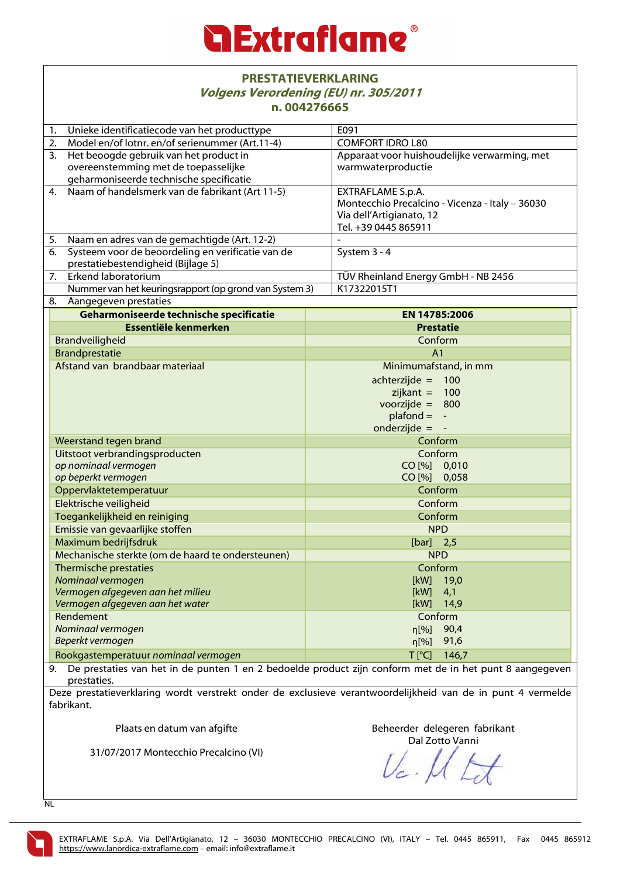**Extraflame®**

# PRESTATIEVERKLARING

***Volgens Verordening (EU) nr. 305/2011***

**n. 004276665**

| | | |
|---|---|---|
| 1. | Unieke identificatiecode van het producttype | E091 |
| 2. | Model en/of lotnr. en/of serienummer (Art.11-4) | COMFORT IDRO L80 |
| 3. | Het beoogde gebruik van het product in overeenstemming met de toepasselijke geharmoniseerde technische specificatie | Apparaat voor huishoudelijke verwarming, met warmwaterproductie |
| 4. | Naam of handelsmerk van de fabrikant (Art 11-5) | EXTRAFLAME S.p.A.<br>Montecchio Precalcino - Vicenza - Italy – 36030<br>Via dell'Artigianato, 12<br>Tel. +39 0445 865911 |
| 5. | Naam en adres van de gemachtigde (Art. 12-2) | - |
| 6. | Systeem voor de beoordeling en verificatie van de prestatiebestendigheid (Bijlage 5) | System 3 - 4 |
| 7. | Erkend laboratorium | TÜV Rheinland Energy GmbH - NB 2456 |
| | Nummer van het keuringsrapport (op grond van System 3) | K17322015T1 |
| 8. | Aangegeven prestaties | |

| **Geharmoniseerde technische specificatie** | **EN 14785:2006** |
|---|---|
| **Essentiële kenmerken** | **Prestatie** |
| Brandveiligheid | Conform |
| Brandprestatie | A1 |
| Afstand van brandbaar materiaal | Minimumafstand, in mm<br>achterzijde = 100<br>zijkant = 100<br>voorzijde = 800<br>plafond = -<br>onderzijde = - |
| Weerstand tegen brand | Conform |
| Uitstoot verbrandingsproducten<br>*op nominaal vermogen*<br>*op beperkt vermogen* | Conform<br>CO [%] 0,010<br>CO [%] 0,058 |
| Oppervlaktetemperatuur | Conform |
| Elektrische veiligheid | Conform |
| Toegankelijkheid en reiniging | Conform |
| Emissie van gevaarlijke stoffen | NPD |
| Maximum bedrijfsdruk | [bar] 2,5 |
| Mechanische sterkte (om de haard te ondersteunen) | NPD |
| Thermische prestaties<br>*Nominaal vermogen*<br>*Vermogen afgegeven aan het milieu*<br>*Vermogen afgegeven aan het water* | Conform<br>[kW] 19,0<br>[kW] 4,1<br>[kW] 14,9 |
| Rendement<br>*Nominaal vermogen*<br>*Beperkt vermogen* | Conform<br>η[%] 90,4<br>η[%] 91,6 |
| Rookgastemperatuur *nominaal vermogen* | T [°C] 146,7 |

9. De prestaties van het in de punten 1 en 2 bedoelde product zijn conform met de in het punt 8 aangegeven prestaties.

Deze prestatieverklaring wordt verstrekt onder de exclusieve verantwoordelijkheid van de in punt 4 vermelde fabrikant.

Plaats en datum van afgifte

31/07/2017 Montecchio Precalcino (VI)

Beheerder delegeren fabrikant
Dal Zotto Vanni

NL

EXTRAFLAME S.p.A. Via Dell'Artigianato, 12 – 36030 MONTECCHIO PRECALCINO (VI), ITALY – Tel. 0445 865911, Fax 0445 865912
https://www.lanordica-extraflame.com – email: info@extraflame.it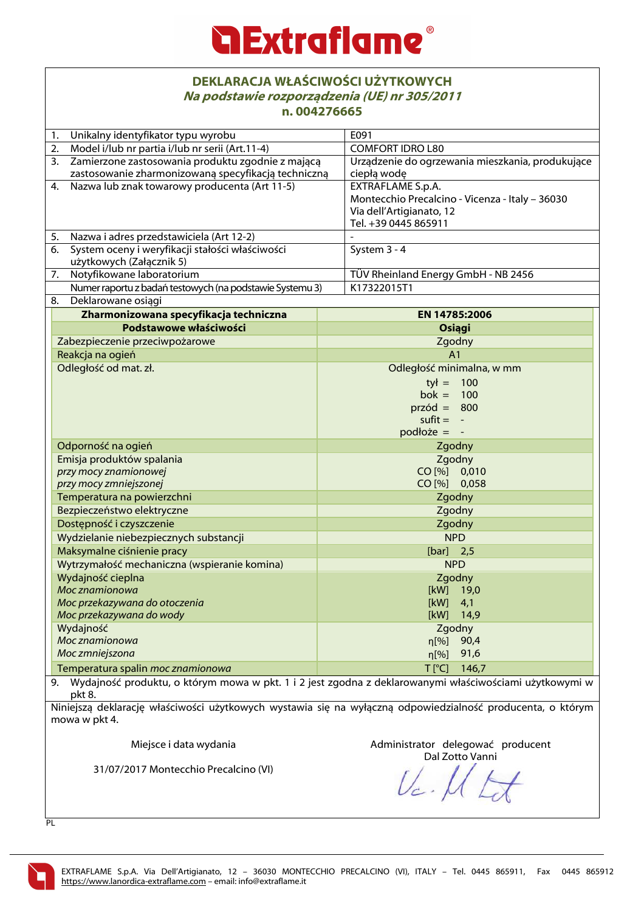# Extraflame®

## DEKLARACJA WŁAŚCIWOŚCI UŻYTKOWYCH

***Na podstawie rozporządzenia (UE) nr 305/2011***

**n. 004276665**

| | |
|---|---|
| 1. Unikalny identyfikator typu wyrobu | E091 |
| 2. Model i/lub nr partia i/lub nr serii (Art.11-4) | COMFORT IDRO L80 |
| 3. Zamierzone zastosowania produktu zgodnie z mającą zastosowanie zharmonizowaną specyfikacją techniczną | Urządzenie do ogrzewania mieszkania, produkujące ciepłą wodę |
| 4. Nazwa lub znak towarowy producenta (Art 11-5) | EXTRAFLAME S.p.A.<br>Montecchio Precalcino - Vicenza - Italy – 36030<br>Via dell'Artigianato, 12<br>Tel. +39 0445 865911 |
| 5. Nazwa i adres przedstawiciela (Art 12-2) | - |
| 6. System oceny i weryfikacji stałości właściwości użytkowych (Załącznik 5) | System 3 - 4 |
| 7. Notyfikowane laboratorium | TÜV Rheinland Energy GmbH - NB 2456 |
| Numer raportu z badań testowych (na podstawie Systemu 3) | K17322015T1 |
| 8. Deklarowane osiągi | |

| **Zharmonizowana specyfikacja techniczna** | **EN 14785:2006** |
|---|---|
| **Podstawowe właściwości** | **Osiągi** |
| Zabezpieczenie przeciwpożarowe | Zgodny |
| Reakcja na ogień | A1 |
| Odległość od mat. zł. | Odległość minimalna, w mm<br>tył = 100<br>bok = 100<br>przód = 800<br>sufit = -<br>podłoże = - |
| Odporność na ogień | Zgodny |
| Emisja produktów spalania<br>*przy mocy znamionowej*<br>*przy mocy zmniejszonej* | Zgodny<br>CO [%] 0,010<br>CO [%] 0,058 |
| Temperatura na powierzchni | Zgodny |
| Bezpieczeństwo elektryczne | Zgodny |
| Dostępność i czyszczenie | Zgodny |
| Wydzielanie niebezpiecznych substancji | NPD |
| Maksymalne ciśnienie pracy | [bar] 2,5 |
| Wytrzymałość mechaniczna (wspieranie komina) | NPD |
| Wydajność cieplna<br>*Moc znamionowa*<br>*Moc przekazywana do otoczenia*<br>*Moc przekazywana do wody* | Zgodny<br>[kW] 19,0<br>[kW] 4,1<br>[kW] 14,9 |
| Wydajność<br>*Moc znamionowa*<br>*Moc zmniejszona* | Zgodny<br>η[%] 90,4<br>η[%] 91,6 |
| Temperatura spalin *moc znamionowa* | T [°C] 146,7 |

9. Wydajność produktu, o którym mowa w pkt. 1 i 2 jest zgodna z deklarowanymi właściwościami użytkowymi w pkt 8.

Niniejszą deklarację właściwości użytkowych wystawia się na wyłączną odpowiedzialność producenta, o którym mowa w pkt 4.

Miejsce i data wydania

31/07/2017 Montecchio Precalcino (VI)

Administrator delegować producent
Dal Zotto Vanni

PL

EXTRAFLAME S.p.A. Via Dell'Artigianato, 12 – 36030 MONTECCHIO PRECALCINO (VI), ITALY – Tel. 0445 865911, Fax 0445 865912
https://www.lanordica-extraflame.com – email: info@extraflame.it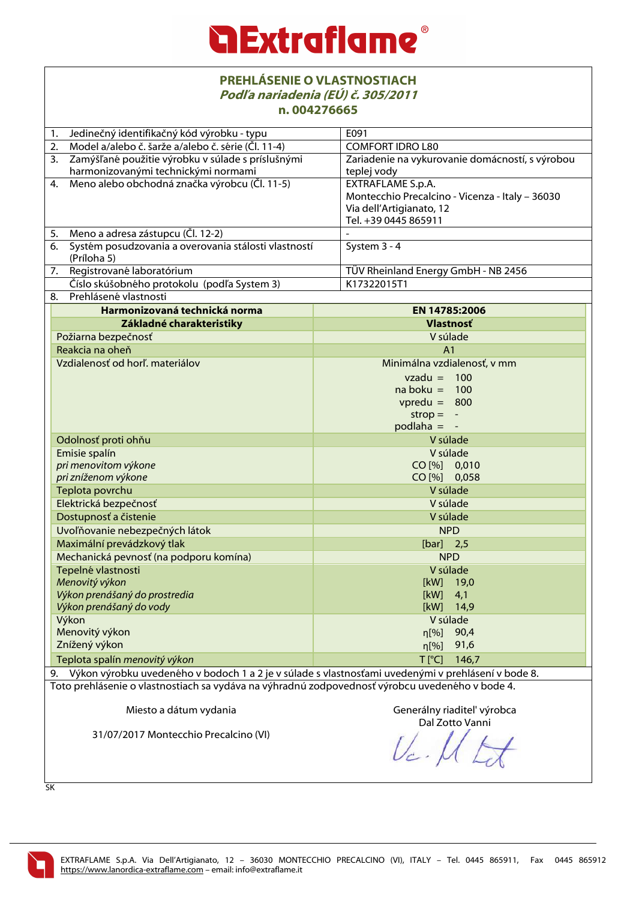# Extraflame®

## PREHLÁSENIE O VLASTNOSTIACH
***Podľa nariadenia (EÚ) č. 305/2011***
**n. 004276665**

| | | |
|---|---|---|
| 1. | Jedinečný identifikačný kód výrobku - typu | E091 |
| 2. | Model a/alebo č. šarže a/alebo č. série (Čl. 11-4) | COMFORT IDRO L80 |
| 3. | Zamýšľané použitie výrobku v súlade s príslušnými harmonizovanými technickými normami | Zariadenie na vykurovanie domácností, s výrobou teplej vody |
| 4. | Meno alebo obchodná značka výrobcu (Čl. 11-5) | EXTRAFLAME S.p.A.<br>Montecchio Precalcino - Vicenza - Italy – 36030<br>Via dell'Artigianato, 12<br>Tel. +39 0445 865911 |
| 5. | Meno a adresa zástupcu (Čl. 12-2) | - |
| 6. | Systém posudzovania a overovania stálosti vlastností (Príloha 5) | System 3 - 4 |
| 7. | Registrované laboratórium | TÜV Rheinland Energy GmbH - NB 2456 |
| | Číslo skúšobného protokolu (podľa System 3) | K17322015T1 |
| 8. | Prehlásené vlastnosti | |

| Harmonizovaná technická norma | EN 14785:2006 |
|---|---|
| **Základné charakteristiky** | **Vlastnosť** |
| Požiarna bezpečnosť | V súlade |
| Reakcia na oheň | A1 |
| Vzdialenosť od horľ. materiálov | Minimálna vzdialenosť, v mm<br>vzadu = 100<br>na boku = 100<br>vpredu = 800<br>strop = -<br>podlaha = - |
| Odolnosť proti ohňu | V súlade |
| Emisie spalín<br>*pri menovitom výkone*<br>*pri zníženom výkone* | V súlade<br>CO [%] 0,010<br>CO [%] 0,058 |
| Teplota povrchu | V súlade |
| Elektrická bezpečnosť | V súlade |
| Dostupnosť a čistenie | V súlade |
| Uvoľňovanie nebezpečných látok | NPD |
| Maximální prevádzkový tlak | [bar] 2,5 |
| Mechanická pevnosť (na podporu komína) | NPD |
| Tepelné vlastnosti<br>*Menovitý výkon*<br>*Výkon prenášaný do prostredia*<br>*Výkon prenášaný do vody* | V súlade<br>[kW] 19,0<br>[kW] 4,1<br>[kW] 14,9 |
| Výkon<br>Menovitý výkon<br>Znížený výkon | V súlade<br>η[%] 90,4<br>η[%] 91,6 |
| Teplota spalín *menovitý výkon* | T [°C] 146,7 |

9. Výkon výrobku uvedeného v bodoch 1 a 2 je v súlade s vlastnosťami uvedenými v prehlásení v bode 8.

Toto prehlásenie o vlastnostiach sa vydáva na výhradnú zodpovednosť výrobcu uvedeného v bode 4.

Miesto a dátum vydania

31/07/2017 Montecchio Precalcino (VI)

Generálny riaditeľ výrobca
Dal Zotto Vanni

SK

EXTRAFLAME S.p.A. Via Dell'Artigianato, 12 – 36030 MONTECCHIO PRECALCINO (VI), ITALY – Tel. 0445 865911, Fax 0445 865912
https://www.lanordica-extraflame.com – email: info@extraflame.it